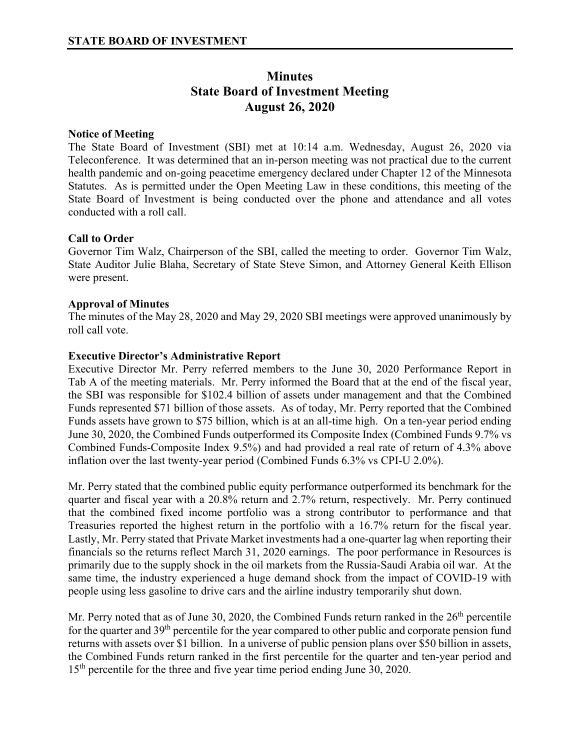**STATE BOARD OF INVESTMENT**

# Minutes
# State Board of Investment Meeting
# August 26, 2020

**Notice of Meeting**

The State Board of Investment (SBI) met at 10:14 a.m. Wednesday, August 26, 2020 via Teleconference. It was determined that an in-person meeting was not practical due to the current health pandemic and on-going peacetime emergency declared under Chapter 12 of the Minnesota Statutes. As is permitted under the Open Meeting Law in these conditions, this meeting of the State Board of Investment is being conducted over the phone and attendance and all votes conducted with a roll call.

**Call to Order**

Governor Tim Walz, Chairperson of the SBI, called the meeting to order. Governor Tim Walz, State Auditor Julie Blaha, Secretary of State Steve Simon, and Attorney General Keith Ellison were present.

**Approval of Minutes**

The minutes of the May 28, 2020 and May 29, 2020 SBI meetings were approved unanimously by roll call vote.

**Executive Director's Administrative Report**

Executive Director Mr. Perry referred members to the June 30, 2020 Performance Report in Tab A of the meeting materials. Mr. Perry informed the Board that at the end of the fiscal year, the SBI was responsible for $102.4 billion of assets under management and that the Combined Funds represented $71 billion of those assets. As of today, Mr. Perry reported that the Combined Funds assets have grown to $75 billion, which is at an all-time high. On a ten-year period ending June 30, 2020, the Combined Funds outperformed its Composite Index (Combined Funds 9.7% vs Combined Funds-Composite Index 9.5%) and had provided a real rate of return of 4.3% above inflation over the last twenty-year period (Combined Funds 6.3% vs CPI-U 2.0%).

Mr. Perry stated that the combined public equity performance outperformed its benchmark for the quarter and fiscal year with a 20.8% return and 2.7% return, respectively. Mr. Perry continued that the combined fixed income portfolio was a strong contributor to performance and that Treasuries reported the highest return in the portfolio with a 16.7% return for the fiscal year. Lastly, Mr. Perry stated that Private Market investments had a one-quarter lag when reporting their financials so the returns reflect March 31, 2020 earnings. The poor performance in Resources is primarily due to the supply shock in the oil markets from the Russia-Saudi Arabia oil war. At the same time, the industry experienced a huge demand shock from the impact of COVID-19 with people using less gasoline to drive cars and the airline industry temporarily shut down.

Mr. Perry noted that as of June 30, 2020, the Combined Funds return ranked in the 26th percentile for the quarter and 39th percentile for the year compared to other public and corporate pension fund returns with assets over $1 billion. In a universe of public pension plans over $50 billion in assets, the Combined Funds return ranked in the first percentile for the quarter and ten-year period and 15th percentile for the three and five year time period ending June 30, 2020.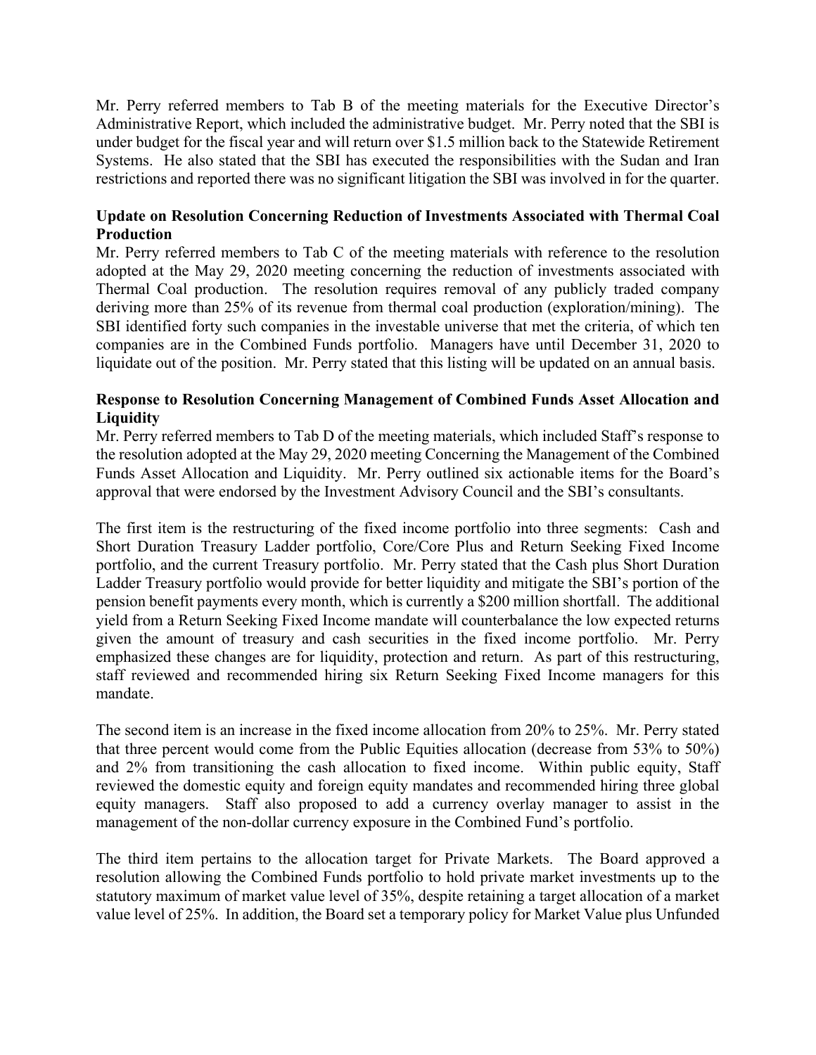Mr. Perry referred members to Tab B of the meeting materials for the Executive Director's Administrative Report, which included the administrative budget. Mr. Perry noted that the SBI is under budget for the fiscal year and will return over $1.5 million back to the Statewide Retirement Systems. He also stated that the SBI has executed the responsibilities with the Sudan and Iran restrictions and reported there was no significant litigation the SBI was involved in for the quarter.

**Update on Resolution Concerning Reduction of Investments Associated with Thermal Coal Production**

Mr. Perry referred members to Tab C of the meeting materials with reference to the resolution adopted at the May 29, 2020 meeting concerning the reduction of investments associated with Thermal Coal production. The resolution requires removal of any publicly traded company deriving more than 25% of its revenue from thermal coal production (exploration/mining). The SBI identified forty such companies in the investable universe that met the criteria, of which ten companies are in the Combined Funds portfolio. Managers have until December 31, 2020 to liquidate out of the position. Mr. Perry stated that this listing will be updated on an annual basis.

**Response to Resolution Concerning Management of Combined Funds Asset Allocation and Liquidity**

Mr. Perry referred members to Tab D of the meeting materials, which included Staff's response to the resolution adopted at the May 29, 2020 meeting Concerning the Management of the Combined Funds Asset Allocation and Liquidity. Mr. Perry outlined six actionable items for the Board's approval that were endorsed by the Investment Advisory Council and the SBI's consultants.

The first item is the restructuring of the fixed income portfolio into three segments: Cash and Short Duration Treasury Ladder portfolio, Core/Core Plus and Return Seeking Fixed Income portfolio, and the current Treasury portfolio. Mr. Perry stated that the Cash plus Short Duration Ladder Treasury portfolio would provide for better liquidity and mitigate the SBI's portion of the pension benefit payments every month, which is currently a $200 million shortfall. The additional yield from a Return Seeking Fixed Income mandate will counterbalance the low expected returns given the amount of treasury and cash securities in the fixed income portfolio. Mr. Perry emphasized these changes are for liquidity, protection and return. As part of this restructuring, staff reviewed and recommended hiring six Return Seeking Fixed Income managers for this mandate.

The second item is an increase in the fixed income allocation from 20% to 25%. Mr. Perry stated that three percent would come from the Public Equities allocation (decrease from 53% to 50%) and 2% from transitioning the cash allocation to fixed income. Within public equity, Staff reviewed the domestic equity and foreign equity mandates and recommended hiring three global equity managers. Staff also proposed to add a currency overlay manager to assist in the management of the non-dollar currency exposure in the Combined Fund's portfolio.

The third item pertains to the allocation target for Private Markets. The Board approved a resolution allowing the Combined Funds portfolio to hold private market investments up to the statutory maximum of market value level of 35%, despite retaining a target allocation of a market value level of 25%. In addition, the Board set a temporary policy for Market Value plus Unfunded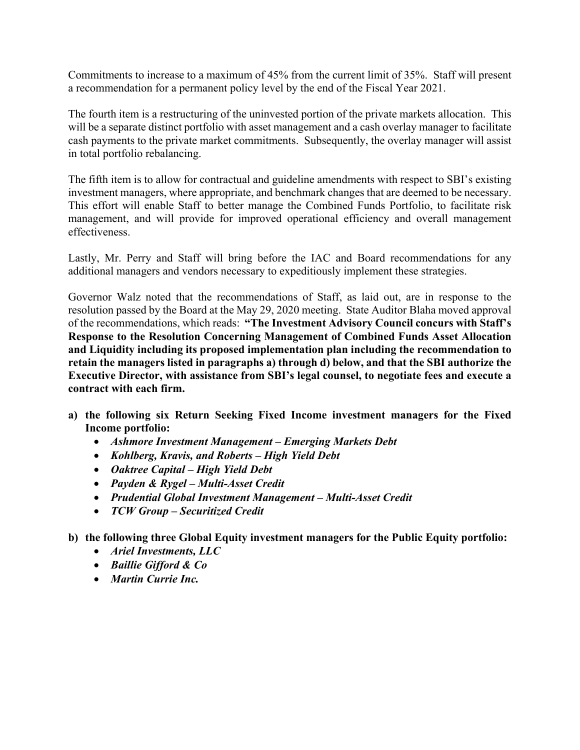Commitments to increase to a maximum of 45% from the current limit of 35%. Staff will present a recommendation for a permanent policy level by the end of the Fiscal Year 2021.

The fourth item is a restructuring of the uninvested portion of the private markets allocation. This will be a separate distinct portfolio with asset management and a cash overlay manager to facilitate cash payments to the private market commitments. Subsequently, the overlay manager will assist in total portfolio rebalancing.

The fifth item is to allow for contractual and guideline amendments with respect to SBI's existing investment managers, where appropriate, and benchmark changes that are deemed to be necessary. This effort will enable Staff to better manage the Combined Funds Portfolio, to facilitate risk management, and will provide for improved operational efficiency and overall management effectiveness.

Lastly, Mr. Perry and Staff will bring before the IAC and Board recommendations for any additional managers and vendors necessary to expeditiously implement these strategies.

Governor Walz noted that the recommendations of Staff, as laid out, are in response to the resolution passed by the Board at the May 29, 2020 meeting. State Auditor Blaha moved approval of the recommendations, which reads: **"The Investment Advisory Council concurs with Staff's Response to the Resolution Concerning Management of Combined Funds Asset Allocation and Liquidity including its proposed implementation plan including the recommendation to retain the managers listed in paragraphs a) through d) below, and that the SBI authorize the Executive Director, with assistance from SBI's legal counsel, to negotiate fees and execute a contract with each firm.**

**a) the following six Return Seeking Fixed Income investment managers for the Fixed Income portfolio:**
- ***Ashmore Investment Management – Emerging Markets Debt***
- ***Kohlberg, Kravis, and Roberts – High Yield Debt***
- ***Oaktree Capital – High Yield Debt***
- ***Payden & Rygel – Multi-Asset Credit***
- ***Prudential Global Investment Management – Multi-Asset Credit***
- ***TCW Group – Securitized Credit***

**b) the following three Global Equity investment managers for the Public Equity portfolio:**
- ***Ariel Investments, LLC***
- ***Baillie Gifford & Co***
- ***Martin Currie Inc.***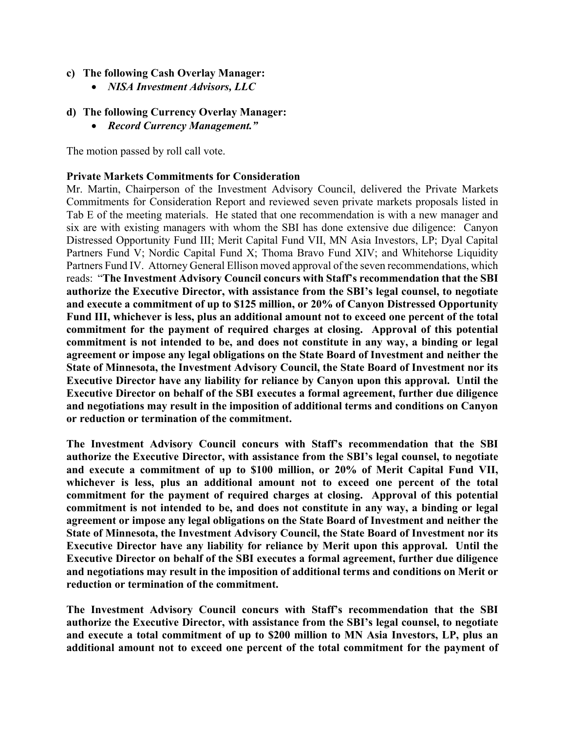- **c) The following Cash Overlay Manager:**
  - ***NISA Investment Advisors, LLC***

- **d) The following Currency Overlay Manager:**
  - ***Record Currency Management."***

The motion passed by roll call vote.

**Private Markets Commitments for Consideration**
Mr. Martin, Chairperson of the Investment Advisory Council, delivered the Private Markets Commitments for Consideration Report and reviewed seven private markets proposals listed in Tab E of the meeting materials. He stated that one recommendation is with a new manager and six are with existing managers with whom the SBI has done extensive due diligence: Canyon Distressed Opportunity Fund III; Merit Capital Fund VII, MN Asia Investors, LP; Dyal Capital Partners Fund V; Nordic Capital Fund X; Thoma Bravo Fund XIV; and Whitehorse Liquidity Partners Fund IV. Attorney General Ellison moved approval of the seven recommendations, which reads: "**The Investment Advisory Council concurs with Staff's recommendation that the SBI authorize the Executive Director, with assistance from the SBI's legal counsel, to negotiate and execute a commitment of up to $125 million, or 20% of Canyon Distressed Opportunity Fund III, whichever is less, plus an additional amount not to exceed one percent of the total commitment for the payment of required charges at closing. Approval of this potential commitment is not intended to be, and does not constitute in any way, a binding or legal agreement or impose any legal obligations on the State Board of Investment and neither the State of Minnesota, the Investment Advisory Council, the State Board of Investment nor its Executive Director have any liability for reliance by Canyon upon this approval. Until the Executive Director on behalf of the SBI executes a formal agreement, further due diligence and negotiations may result in the imposition of additional terms and conditions on Canyon or reduction or termination of the commitment.**

**The Investment Advisory Council concurs with Staff's recommendation that the SBI authorize the Executive Director, with assistance from the SBI's legal counsel, to negotiate and execute a commitment of up to $100 million, or 20% of Merit Capital Fund VII, whichever is less, plus an additional amount not to exceed one percent of the total commitment for the payment of required charges at closing. Approval of this potential commitment is not intended to be, and does not constitute in any way, a binding or legal agreement or impose any legal obligations on the State Board of Investment and neither the State of Minnesota, the Investment Advisory Council, the State Board of Investment nor its Executive Director have any liability for reliance by Merit upon this approval. Until the Executive Director on behalf of the SBI executes a formal agreement, further due diligence and negotiations may result in the imposition of additional terms and conditions on Merit or reduction or termination of the commitment.**

**The Investment Advisory Council concurs with Staff's recommendation that the SBI authorize the Executive Director, with assistance from the SBI's legal counsel, to negotiate and execute a total commitment of up to $200 million to MN Asia Investors, LP, plus an additional amount not to exceed one percent of the total commitment for the payment of**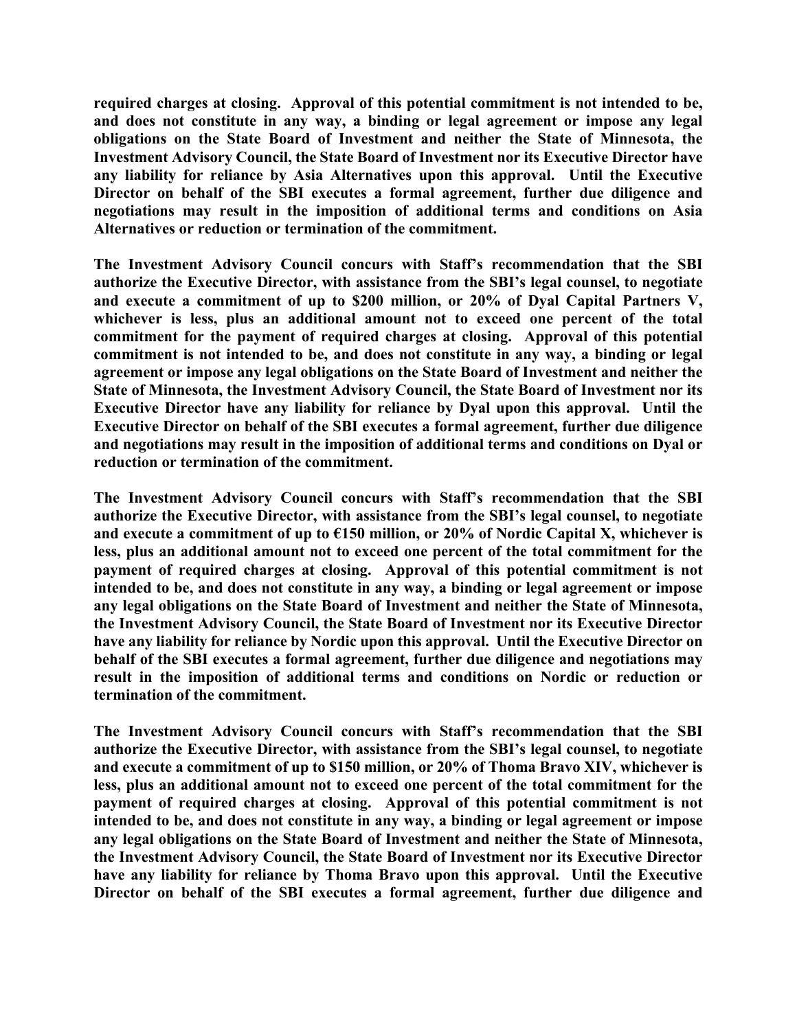**required charges at closing. Approval of this potential commitment is not intended to be, and does not constitute in any way, a binding or legal agreement or impose any legal obligations on the State Board of Investment and neither the State of Minnesota, the Investment Advisory Council, the State Board of Investment nor its Executive Director have any liability for reliance by Asia Alternatives upon this approval. Until the Executive Director on behalf of the SBI executes a formal agreement, further due diligence and negotiations may result in the imposition of additional terms and conditions on Asia Alternatives or reduction or termination of the commitment.**

**The Investment Advisory Council concurs with Staff's recommendation that the SBI authorize the Executive Director, with assistance from the SBI's legal counsel, to negotiate and execute a commitment of up to \$200 million, or 20% of Dyal Capital Partners V, whichever is less, plus an additional amount not to exceed one percent of the total commitment for the payment of required charges at closing. Approval of this potential commitment is not intended to be, and does not constitute in any way, a binding or legal agreement or impose any legal obligations on the State Board of Investment and neither the State of Minnesota, the Investment Advisory Council, the State Board of Investment nor its Executive Director have any liability for reliance by Dyal upon this approval. Until the Executive Director on behalf of the SBI executes a formal agreement, further due diligence and negotiations may result in the imposition of additional terms and conditions on Dyal or reduction or termination of the commitment.**

**The Investment Advisory Council concurs with Staff's recommendation that the SBI authorize the Executive Director, with assistance from the SBI's legal counsel, to negotiate and execute a commitment of up to €150 million, or 20% of Nordic Capital X, whichever is less, plus an additional amount not to exceed one percent of the total commitment for the payment of required charges at closing. Approval of this potential commitment is not intended to be, and does not constitute in any way, a binding or legal agreement or impose any legal obligations on the State Board of Investment and neither the State of Minnesota, the Investment Advisory Council, the State Board of Investment nor its Executive Director have any liability for reliance by Nordic upon this approval. Until the Executive Director on behalf of the SBI executes a formal agreement, further due diligence and negotiations may result in the imposition of additional terms and conditions on Nordic or reduction or termination of the commitment.**

**The Investment Advisory Council concurs with Staff's recommendation that the SBI authorize the Executive Director, with assistance from the SBI's legal counsel, to negotiate and execute a commitment of up to \$150 million, or 20% of Thoma Bravo XIV, whichever is less, plus an additional amount not to exceed one percent of the total commitment for the payment of required charges at closing. Approval of this potential commitment is not intended to be, and does not constitute in any way, a binding or legal agreement or impose any legal obligations on the State Board of Investment and neither the State of Minnesota, the Investment Advisory Council, the State Board of Investment nor its Executive Director have any liability for reliance by Thoma Bravo upon this approval. Until the Executive Director on behalf of the SBI executes a formal agreement, further due diligence and**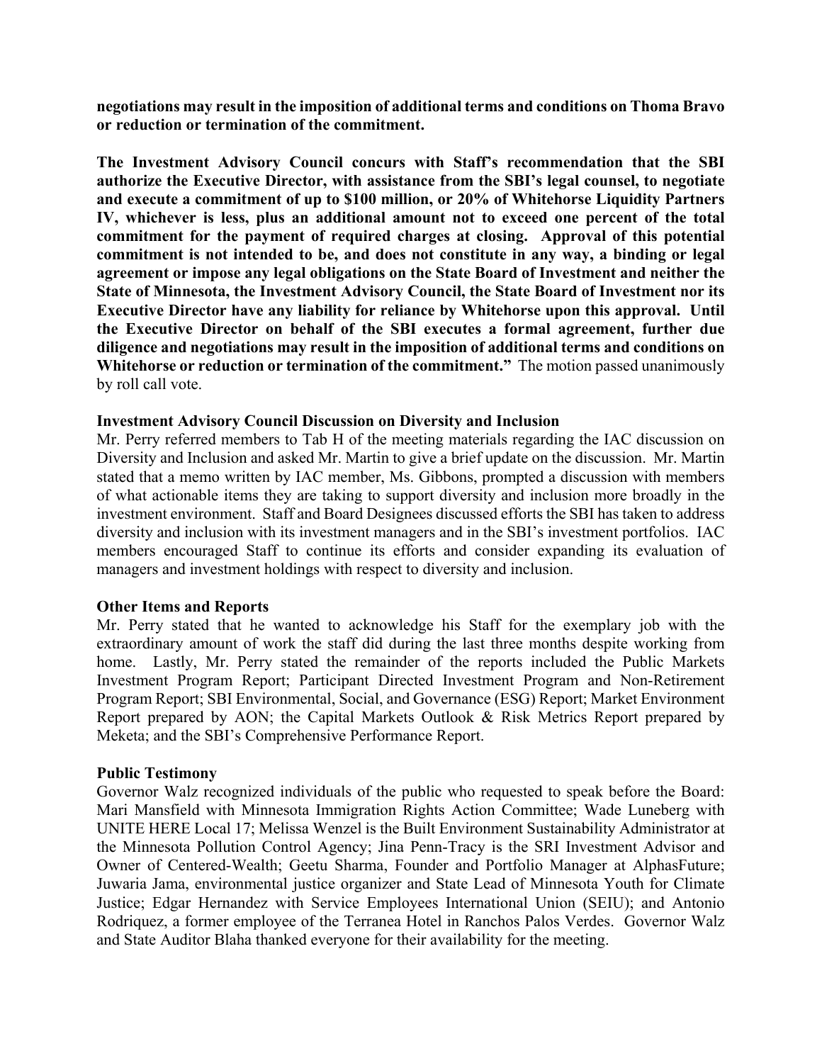**negotiations may result in the imposition of additional terms and conditions on Thoma Bravo or reduction or termination of the commitment.**

**The Investment Advisory Council concurs with Staff's recommendation that the SBI authorize the Executive Director, with assistance from the SBI's legal counsel, to negotiate and execute a commitment of up to $100 million, or 20% of Whitehorse Liquidity Partners IV, whichever is less, plus an additional amount not to exceed one percent of the total commitment for the payment of required charges at closing. Approval of this potential commitment is not intended to be, and does not constitute in any way, a binding or legal agreement or impose any legal obligations on the State Board of Investment and neither the State of Minnesota, the Investment Advisory Council, the State Board of Investment nor its Executive Director have any liability for reliance by Whitehorse upon this approval. Until the Executive Director on behalf of the SBI executes a formal agreement, further due diligence and negotiations may result in the imposition of additional terms and conditions on Whitehorse or reduction or termination of the commitment."** The motion passed unanimously by roll call vote.

**Investment Advisory Council Discussion on Diversity and Inclusion**

Mr. Perry referred members to Tab H of the meeting materials regarding the IAC discussion on Diversity and Inclusion and asked Mr. Martin to give a brief update on the discussion. Mr. Martin stated that a memo written by IAC member, Ms. Gibbons, prompted a discussion with members of what actionable items they are taking to support diversity and inclusion more broadly in the investment environment. Staff and Board Designees discussed efforts the SBI has taken to address diversity and inclusion with its investment managers and in the SBI's investment portfolios. IAC members encouraged Staff to continue its efforts and consider expanding its evaluation of managers and investment holdings with respect to diversity and inclusion.

**Other Items and Reports**

Mr. Perry stated that he wanted to acknowledge his Staff for the exemplary job with the extraordinary amount of work the staff did during the last three months despite working from home. Lastly, Mr. Perry stated the remainder of the reports included the Public Markets Investment Program Report; Participant Directed Investment Program and Non-Retirement Program Report; SBI Environmental, Social, and Governance (ESG) Report; Market Environment Report prepared by AON; the Capital Markets Outlook & Risk Metrics Report prepared by Meketa; and the SBI's Comprehensive Performance Report.

**Public Testimony**

Governor Walz recognized individuals of the public who requested to speak before the Board: Mari Mansfield with Minnesota Immigration Rights Action Committee; Wade Luneberg with UNITE HERE Local 17; Melissa Wenzel is the Built Environment Sustainability Administrator at the Minnesota Pollution Control Agency; Jina Penn-Tracy is the SRI Investment Advisor and Owner of Centered-Wealth; Geetu Sharma, Founder and Portfolio Manager at AlphasFuture; Juwaria Jama, environmental justice organizer and State Lead of Minnesota Youth for Climate Justice; Edgar Hernandez with Service Employees International Union (SEIU); and Antonio Rodriquez, a former employee of the Terranea Hotel in Ranchos Palos Verdes. Governor Walz and State Auditor Blaha thanked everyone for their availability for the meeting.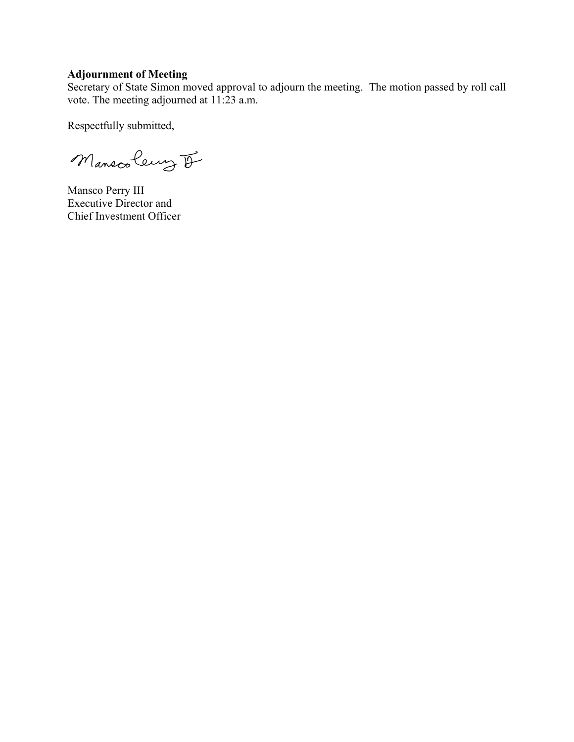**Adjournment of Meeting**
Secretary of State Simon moved approval to adjourn the meeting. The motion passed by roll call vote. The meeting adjourned at 11:23 a.m.

Respectfully submitted,

Mansco Perry III
Executive Director and
Chief Investment Officer